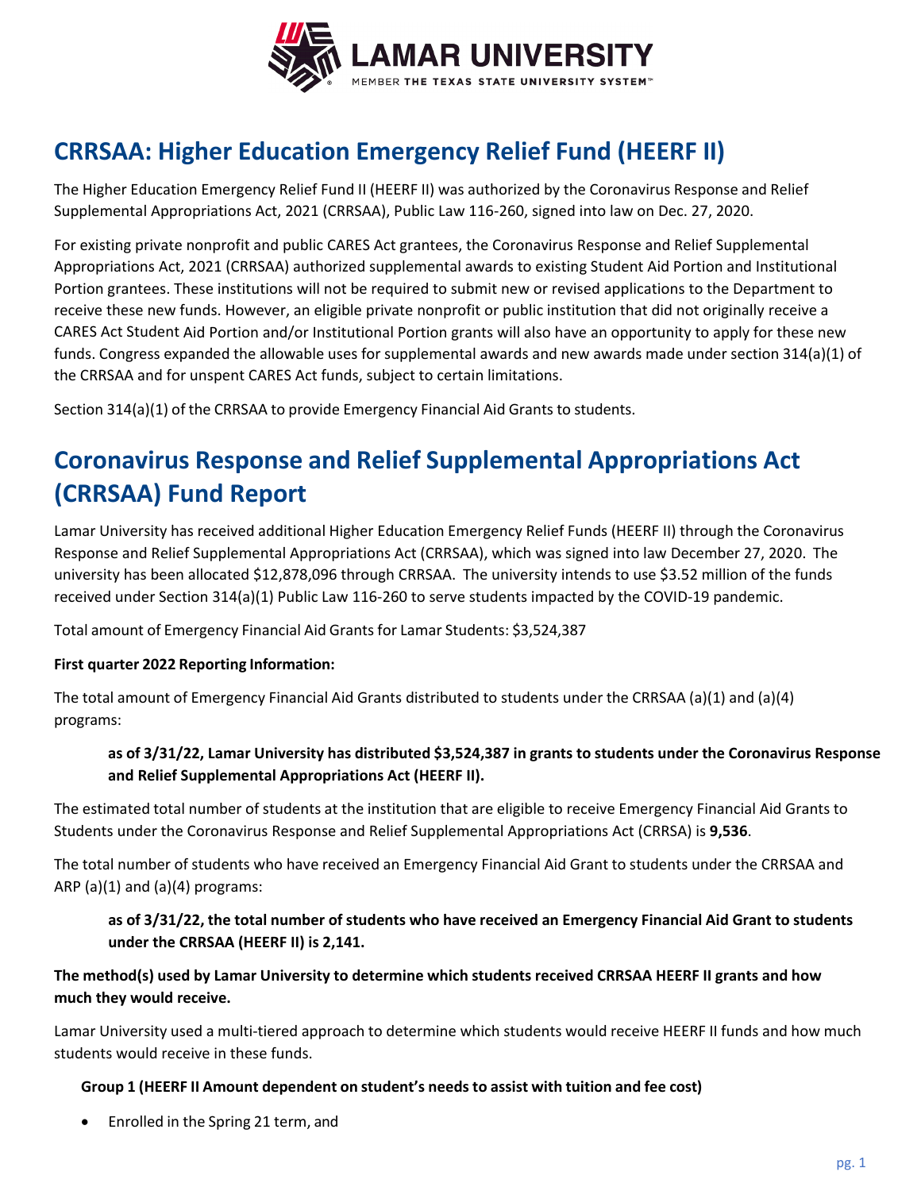# CRRSAA: Higher Education Emergency Relief Fund (HEERF II)

The Higher Education Emergency Relief Fund II (HEERF II) was authorized by the Coronavirus Response and Relief Supplemental Appropriations Act, 2021 (CRRSAA), Public Law 116-260, signed into law on Dec. 27, 2020.

For existing private nonprofit and public CARES Act grantees, the Coronavirus Response and Relief Supplemental Appropriations Act, 2021 (CRRSAA) authorized supplemental awards to existing Student Aid Portion and Institutional Portion grantees. These institutions will not be required to submit new or revised applications to the Department to receive these new funds. However, an eligible private nonprofit or public institution that did not originally receive a CARES Act Student Aid Portion and/or Institutional Portion grants will also have an opportunity to apply for these new funds. Congress expanded the allowable uses for supplemental awards and new awards made under section 314(a)(1) of the CRRSAA and for unspent CARES Act funds, subject to certain limitations.

Section 314(a)(1) of the CRRSAA to provide Emergency Financial Aid Grants to students.

# Coronavirus Response and Relief Supplemental Appropriations Act (CRRSAA) Fund Report

Lamar University has received additional Higher Education Emergency Relief Funds (HEERF II) through the Coronavirus Response and Relief Supplemental Appropriations Act (CRRSAA), which was signed into law December 27, 2020. The university has been allocated $12,878,096 through CRRSAA. The university intends to use $3.52 million of the funds received under Section 314(a)(1) Public Law 116-260 to serve students impacted by the COVID-19 pandemic.

Total amount of Emergency Financial Aid Grants for Lamar Students: $3,524,387

**First quarter 2022 Reporting Information:**

The total amount of Emergency Financial Aid Grants distributed to students under the CRRSAA (a)(1) and (a)(4) programs:

> **as of 3/31/22, Lamar University has distributed $3,524,387 in grants to students under the Coronavirus Response and Relief Supplemental Appropriations Act (HEERF II).**

The estimated total number of students at the institution that are eligible to receive Emergency Financial Aid Grants to Students under the Coronavirus Response and Relief Supplemental Appropriations Act (CRRSA) is **9,536**.

The total number of students who have received an Emergency Financial Aid Grant to students under the CRRSAA and ARP (a)(1) and (a)(4) programs:

> **as of 3/31/22, the total number of students who have received an Emergency Financial Aid Grant to students under the CRRSAA (HEERF II) is 2,141.**

**The method(s) used by Lamar University to determine which students received CRRSAA HEERF II grants and how much they would receive.**

Lamar University used a multi-tiered approach to determine which students would receive HEERF II funds and how much students would receive in these funds.

**Group 1 (HEERF II Amount dependent on student's needs to assist with tuition and fee cost)**

- Enrolled in the Spring 21 term, and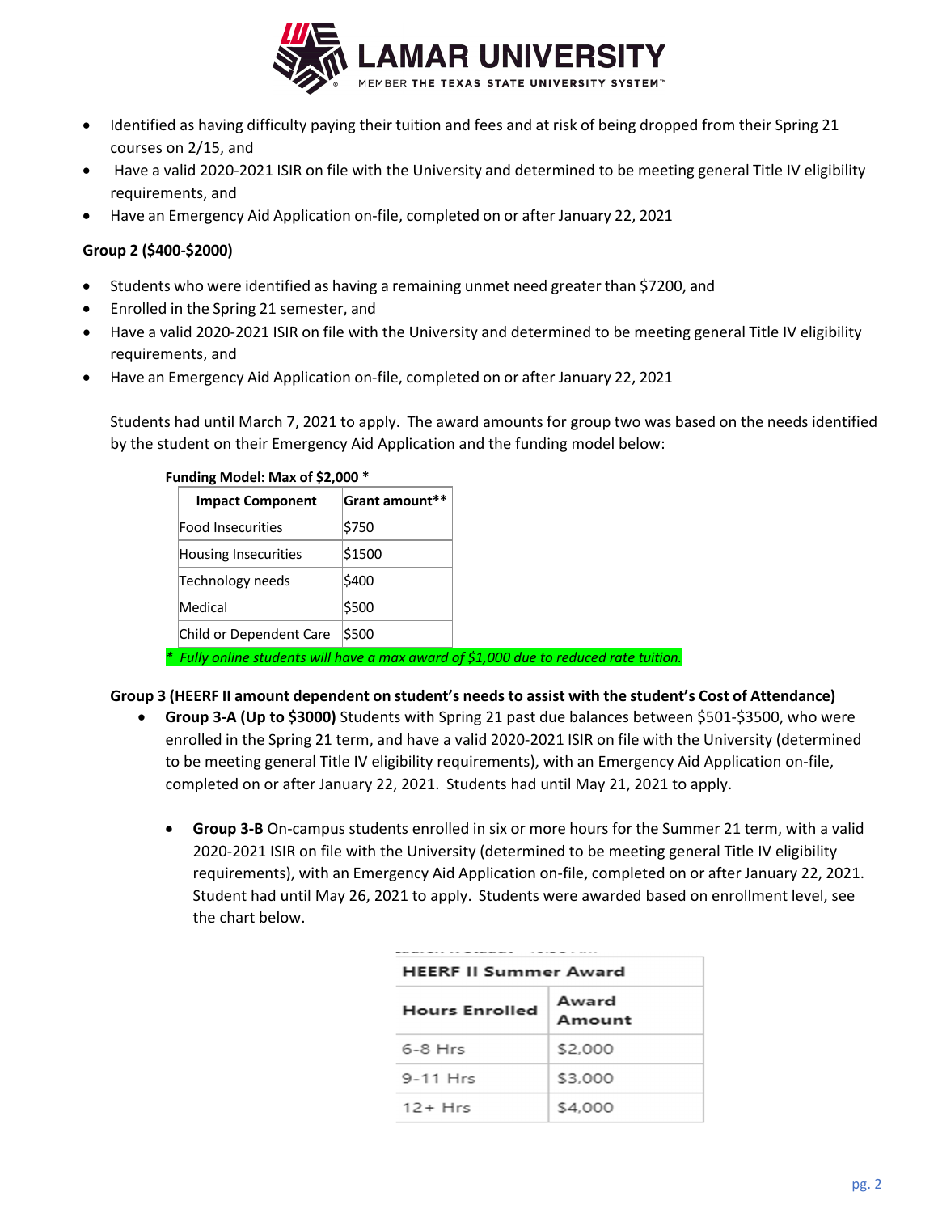- Identified as having difficulty paying their tuition and fees and at risk of being dropped from their Spring 21 courses on 2/15, and
- Have a valid 2020-2021 ISIR on file with the University and determined to be meeting general Title IV eligibility requirements, and
- Have an Emergency Aid Application on-file, completed on or after January 22, 2021

**Group 2 ($400-$2000)**

- Students who were identified as having a remaining unmet need greater than $7200, and
- Enrolled in the Spring 21 semester, and
- Have a valid 2020-2021 ISIR on file with the University and determined to be meeting general Title IV eligibility requirements, and
- Have an Emergency Aid Application on-file, completed on or after January 22, 2021

Students had until March 7, 2021 to apply. The award amounts for group two was based on the needs identified by the student on their Emergency Aid Application and the funding model below:

**Funding Model: Max of $2,000 ***

| Impact Component | Grant amount** |
|---|---|
| Food Insecurities | $750 |
| Housing Insecurities | $1500 |
| Technology needs | $400 |
| Medical | $500 |
| Child or Dependent Care | $500 |

*\* Fully online students will have a max award of $1,000 due to reduced rate tuition.*

**Group 3 (HEERF II amount dependent on student's needs to assist with the student's Cost of Attendance)**

- **Group 3-A (Up to $3000)** Students with Spring 21 past due balances between $501-$3500, who were enrolled in the Spring 21 term, and have a valid 2020-2021 ISIR on file with the University (determined to be meeting general Title IV eligibility requirements), with an Emergency Aid Application on-file, completed on or after January 22, 2021. Students had until May 21, 2021 to apply.

  - **Group 3-B** On-campus students enrolled in six or more hours for the Summer 21 term, with a valid 2020-2021 ISIR on file with the University (determined to be meeting general Title IV eligibility requirements), with an Emergency Aid Application on-file, completed on or after January 22, 2021. Student had until May 26, 2021 to apply. Students were awarded based on enrollment level, see the chart below.

| HEERF II Summer Award | |
|---|---|
| **Hours Enrolled** | **Award Amount** |
| 6-8 Hrs | $2,000 |
| 9-11 Hrs | $3,000 |
| 12+ Hrs | $4,000 |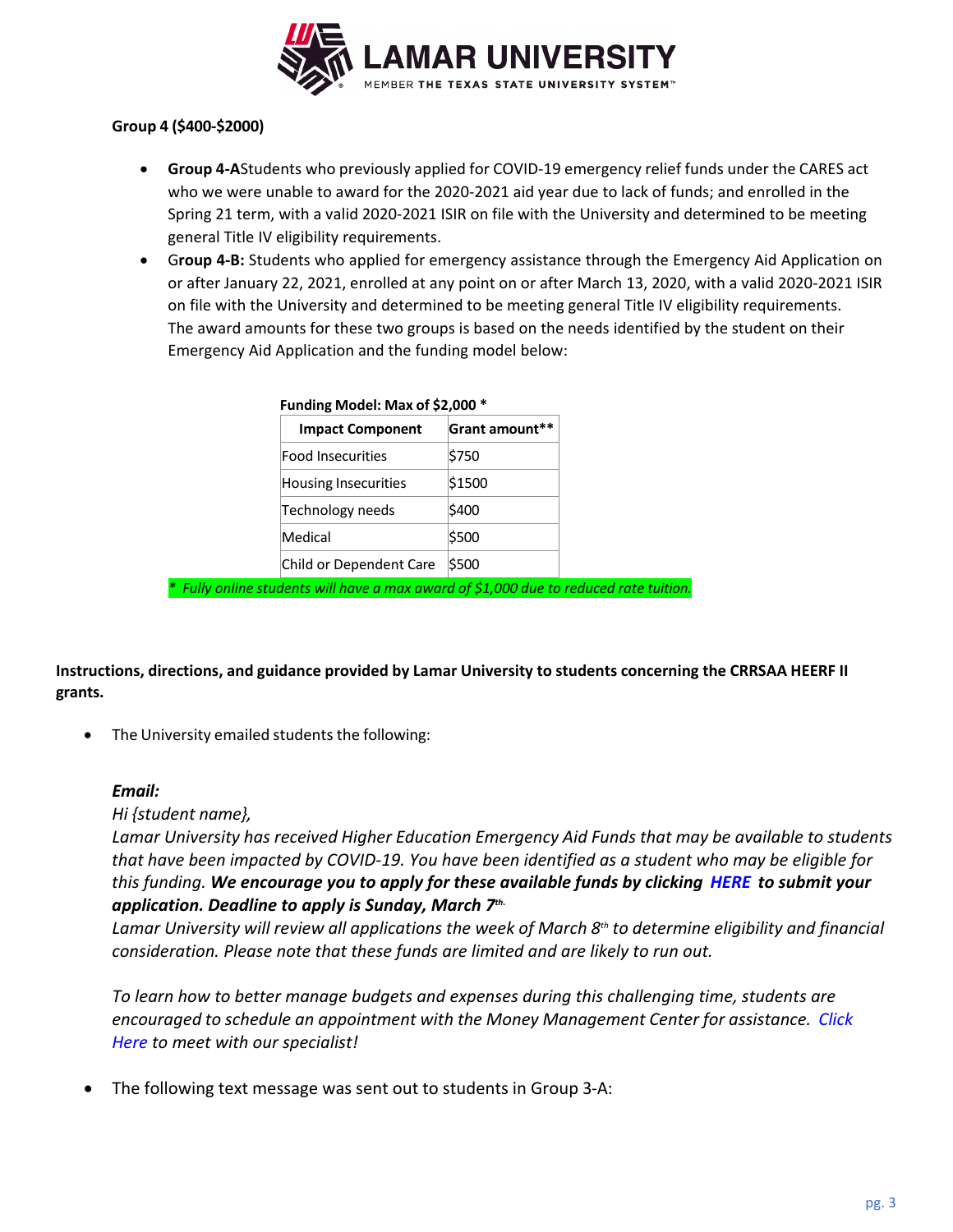**Group 4 ($400-$2000)**

- **Group 4-A**Students who previously applied for COVID-19 emergency relief funds under the CARES act who we were unable to award for the 2020-2021 aid year due to lack of funds; and enrolled in the Spring 21 term, with a valid 2020-2021 ISIR on file with the University and determined to be meeting general Title IV eligibility requirements.
- G**roup 4-B:** Students who applied for emergency assistance through the Emergency Aid Application on or after January 22, 2021, enrolled at any point on or after March 13, 2020, with a valid 2020-2021 ISIR on file with the University and determined to be meeting general Title IV eligibility requirements. The award amounts for these two groups is based on the needs identified by the student on their Emergency Aid Application and the funding model below:

**Funding Model: Max of $2,000 ***

| Impact Component | Grant amount** |
|---|---|
| Food Insecurities | $750 |
| Housing Insecurities | $1500 |
| Technology needs | $400 |
| Medical | $500 |
| Child or Dependent Care | $500 |

*\* Fully online students will have a max award of $1,000 due to reduced rate tuition.*

**Instructions, directions, and guidance provided by Lamar University to students concerning the CRRSAA HEERF II grants.**

- The University emailed students the following:

***Email:***

*Hi {student name},*

*Lamar University has received Higher Education Emergency Aid Funds that may be available to students that have been impacted by COVID-19. You have been identified as a student who may be eligible for this funding.* ***We encourage you to apply for these available funds by clicking HERE to submit your application. Deadline to apply is Sunday, March 7th.***

*Lamar University will review all applications the week of March 8th to determine eligibility and financial consideration. Please note that these funds are limited and are likely to run out.*

*To learn how to better manage budgets and expenses during this challenging time, students are encouraged to schedule an appointment with the Money Management Center for assistance. Click Here to meet with our specialist!*

- The following text message was sent out to students in Group 3-A: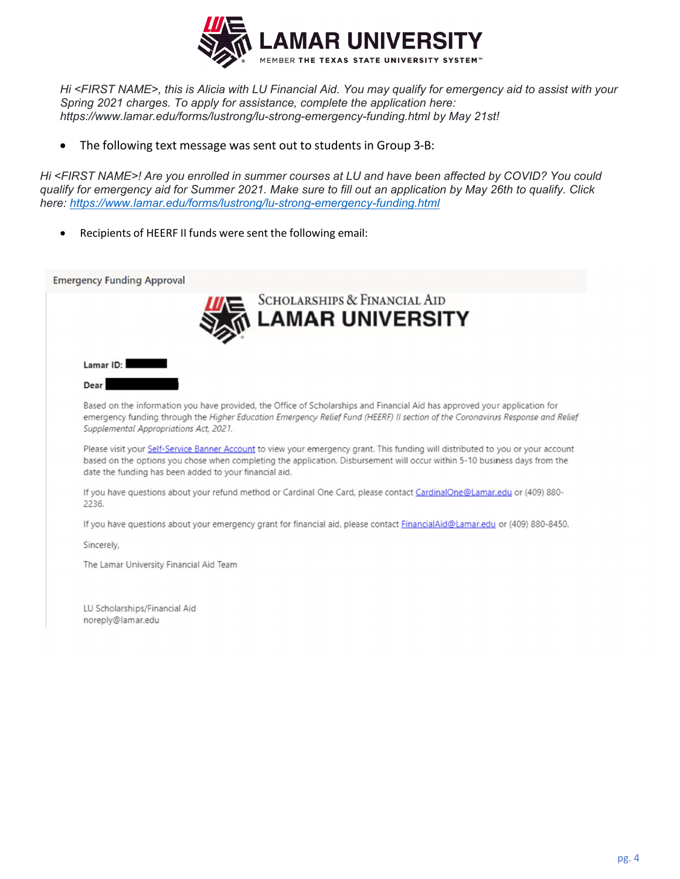*Hi <FIRST NAME>, this is Alicia with LU Financial Aid. You may qualify for emergency aid to assist with your Spring 2021 charges. To apply for assistance, complete the application here: https://www.lamar.edu/forms/lustrong/lu-strong-emergency-funding.html by May 21st!*

- The following text message was sent out to students in Group 3-B:

*Hi <FIRST NAME>! Are you enrolled in summer courses at LU and have been affected by COVID? You could qualify for emergency aid for Summer 2021. Make sure to fill out an application by May 26th to qualify. Click here: https://www.lamar.edu/forms/lustrong/lu-strong-emergency-funding.html*

- Recipients of HEERF II funds were sent the following email:

**Emergency Funding Approval**

SCHOLARSHIPS & FINANCIAL AID
LAMAR UNIVERSITY

**Lamar ID:** ████

**Dear** ████

Based on the information you have provided, the Office of Scholarships and Financial Aid has approved your application for emergency funding through the *Higher Education Emergency Relief Fund (HEERF) II section of the Coronavirus Response and Relief Supplemental Appropriations Act, 2021.*

Please visit your Self-Service Banner Account to view your emergency grant. This funding will distributed to you or your account based on the options you chose when completing the application. Disbursement will occur within 5-10 business days from the date the funding has been added to your financial aid.

If you have questions about your refund method or Cardinal One Card, please contact CardinalOne@Lamar.edu or (409) 880-2236.

If you have questions about your emergency grant for financial aid, please contact FinancialAid@Lamar.edu or (409) 880-8450.

Sincerely,

The Lamar University Financial Aid Team

LU Scholarships/Financial Aid
noreply@lamar.edu